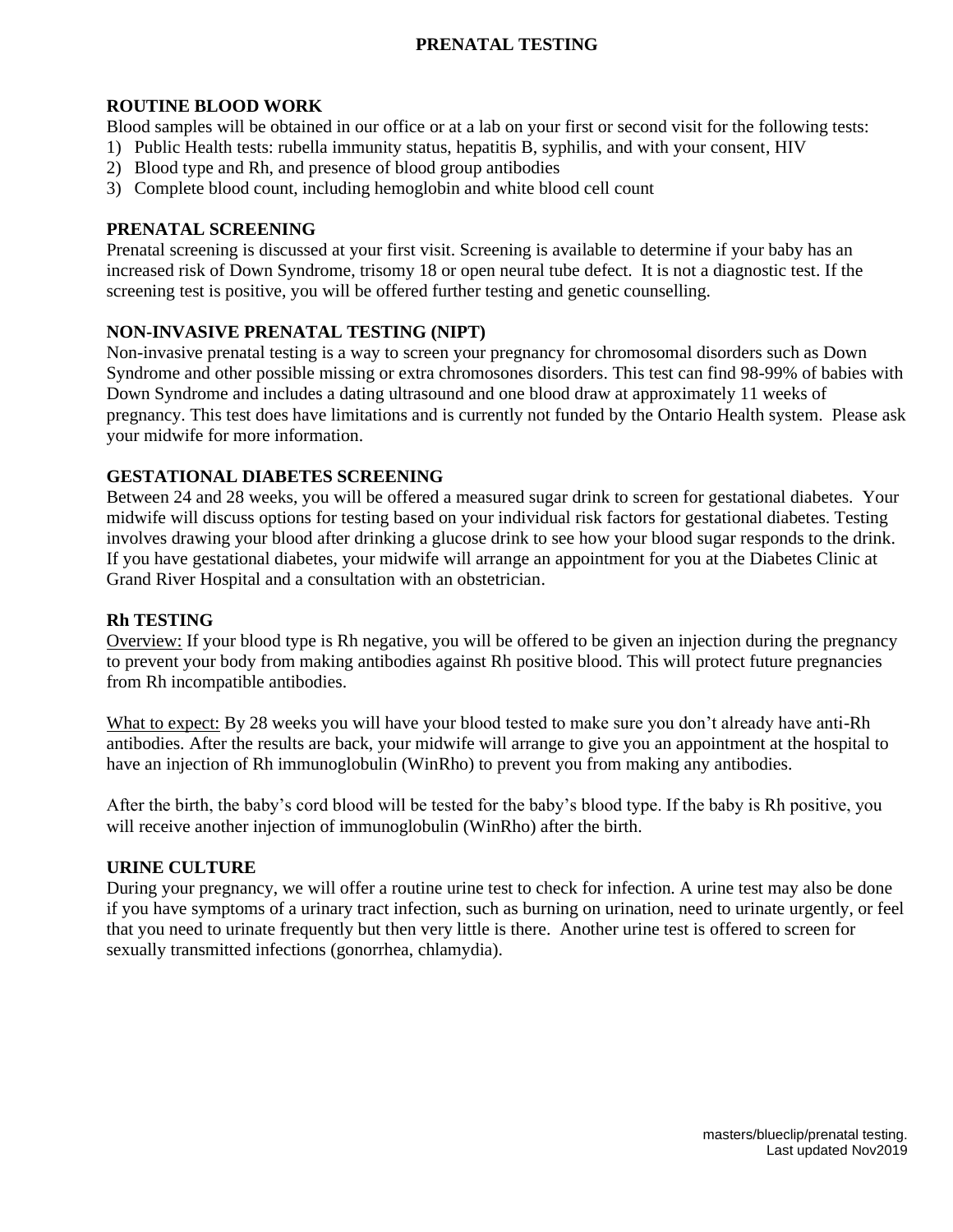# PRENATAL TESTING

## ROUTINE BLOOD WORK

Blood samples will be obtained in our office or at a lab on your first or second visit for the following tests:

1) Public Health tests: rubella immunity status, hepatitis B, syphilis, and with your consent, HIV
2) Blood type and Rh, and presence of blood group antibodies
3) Complete blood count, including hemoglobin and white blood cell count

## PRENATAL SCREENING

Prenatal screening is discussed at your first visit. Screening is available to determine if your baby has an increased risk of Down Syndrome, trisomy 18 or open neural tube defect. It is not a diagnostic test. If the screening test is positive, you will be offered further testing and genetic counselling.

## NON-INVASIVE PRENATAL TESTING (NIPT)

Non-invasive prenatal testing is a way to screen your pregnancy for chromosomal disorders such as Down Syndrome and other possible missing or extra chromosones disorders. This test can find 98-99% of babies with Down Syndrome and includes a dating ultrasound and one blood draw at approximately 11 weeks of pregnancy. This test does have limitations and is currently not funded by the Ontario Health system. Please ask your midwife for more information.

## GESTATIONAL DIABETES SCREENING

Between 24 and 28 weeks, you will be offered a measured sugar drink to screen for gestational diabetes. Your midwife will discuss options for testing based on your individual risk factors for gestational diabetes. Testing involves drawing your blood after drinking a glucose drink to see how your blood sugar responds to the drink. If you have gestational diabetes, your midwife will arrange an appointment for you at the Diabetes Clinic at Grand River Hospital and a consultation with an obstetrician.

## Rh TESTING

<u>Overview:</u> If your blood type is Rh negative, you will be offered to be given an injection during the pregnancy to prevent your body from making antibodies against Rh positive blood. This will protect future pregnancies from Rh incompatible antibodies.

<u>What to expect:</u> By 28 weeks you will have your blood tested to make sure you don't already have anti-Rh antibodies. After the results are back, your midwife will arrange to give you an appointment at the hospital to have an injection of Rh immunoglobulin (WinRho) to prevent you from making any antibodies.

After the birth, the baby's cord blood will be tested for the baby's blood type. If the baby is Rh positive, you will receive another injection of immunoglobulin (WinRho) after the birth.

## URINE CULTURE

During your pregnancy, we will offer a routine urine test to check for infection. A urine test may also be done if you have symptoms of a urinary tract infection, such as burning on urination, need to urinate urgently, or feel that you need to urinate frequently but then very little is there. Another urine test is offered to screen for sexually transmitted infections (gonorrhea, chlamydia).

masters/blueclip/prenatal testing.
Last updated Nov2019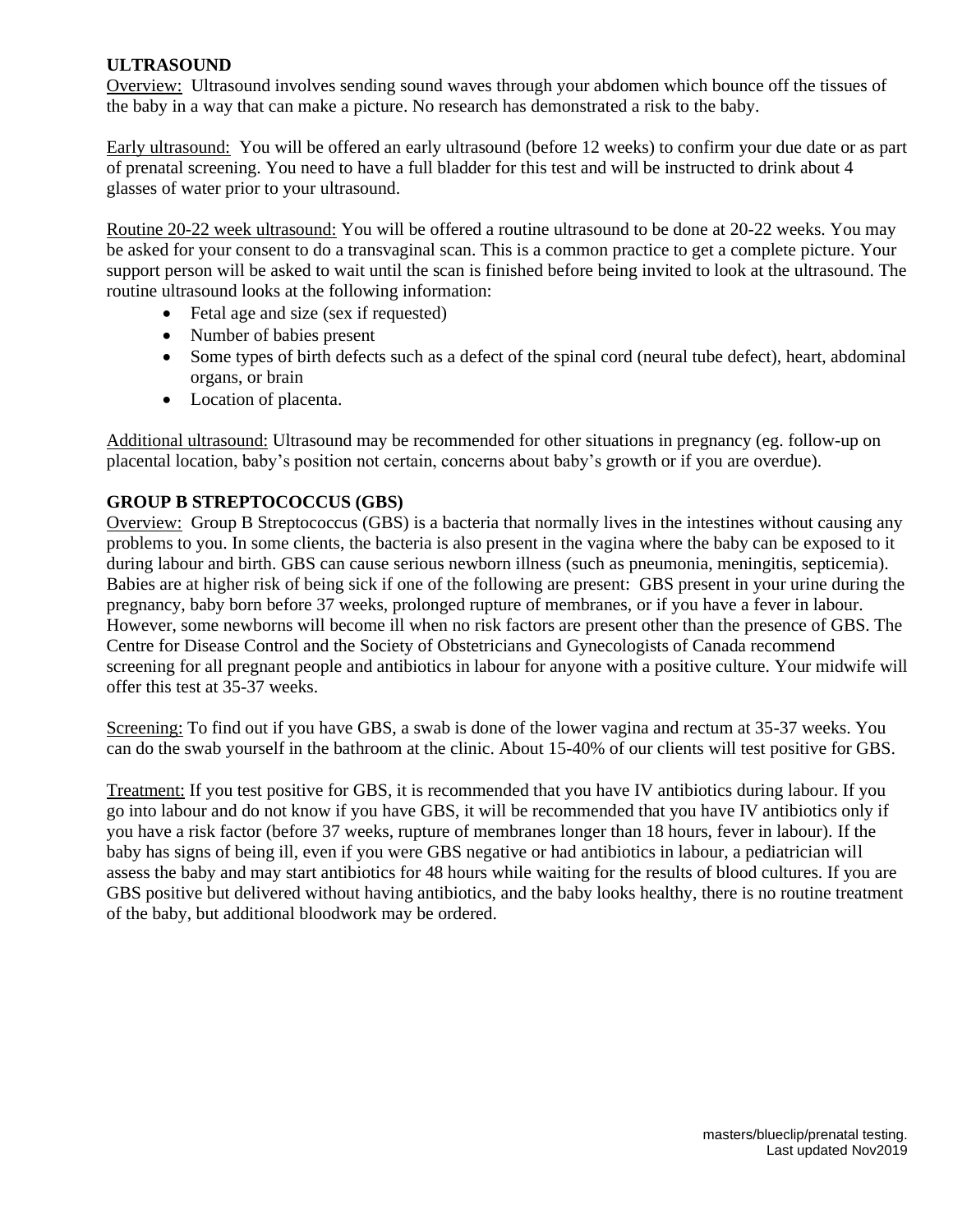## ULTRASOUND

Overview: Ultrasound involves sending sound waves through your abdomen which bounce off the tissues of the baby in a way that can make a picture. No research has demonstrated a risk to the baby.

Early ultrasound: You will be offered an early ultrasound (before 12 weeks) to confirm your due date or as part of prenatal screening. You need to have a full bladder for this test and will be instructed to drink about 4 glasses of water prior to your ultrasound.

Routine 20-22 week ultrasound: You will be offered a routine ultrasound to be done at 20-22 weeks. You may be asked for your consent to do a transvaginal scan. This is a common practice to get a complete picture. Your support person will be asked to wait until the scan is finished before being invited to look at the ultrasound. The routine ultrasound looks at the following information:

- Fetal age and size (sex if requested)
- Number of babies present
- Some types of birth defects such as a defect of the spinal cord (neural tube defect), heart, abdominal organs, or brain
- Location of placenta.

Additional ultrasound: Ultrasound may be recommended for other situations in pregnancy (eg. follow-up on placental location, baby's position not certain, concerns about baby's growth or if you are overdue).

## GROUP B STREPTOCOCCUS (GBS)

Overview: Group B Streptococcus (GBS) is a bacteria that normally lives in the intestines without causing any problems to you. In some clients, the bacteria is also present in the vagina where the baby can be exposed to it during labour and birth. GBS can cause serious newborn illness (such as pneumonia, meningitis, septicemia). Babies are at higher risk of being sick if one of the following are present: GBS present in your urine during the pregnancy, baby born before 37 weeks, prolonged rupture of membranes, or if you have a fever in labour. However, some newborns will become ill when no risk factors are present other than the presence of GBS. The Centre for Disease Control and the Society of Obstetricians and Gynecologists of Canada recommend screening for all pregnant people and antibiotics in labour for anyone with a positive culture. Your midwife will offer this test at 35-37 weeks.

Screening: To find out if you have GBS, a swab is done of the lower vagina and rectum at 35-37 weeks. You can do the swab yourself in the bathroom at the clinic. About 15-40% of our clients will test positive for GBS.

Treatment: If you test positive for GBS, it is recommended that you have IV antibiotics during labour. If you go into labour and do not know if you have GBS, it will be recommended that you have IV antibiotics only if you have a risk factor (before 37 weeks, rupture of membranes longer than 18 hours, fever in labour). If the baby has signs of being ill, even if you were GBS negative or had antibiotics in labour, a pediatrician will assess the baby and may start antibiotics for 48 hours while waiting for the results of blood cultures. If you are GBS positive but delivered without having antibiotics, and the baby looks healthy, there is no routine treatment of the baby, but additional bloodwork may be ordered.

masters/blueclip/prenatal testing.
Last updated Nov2019